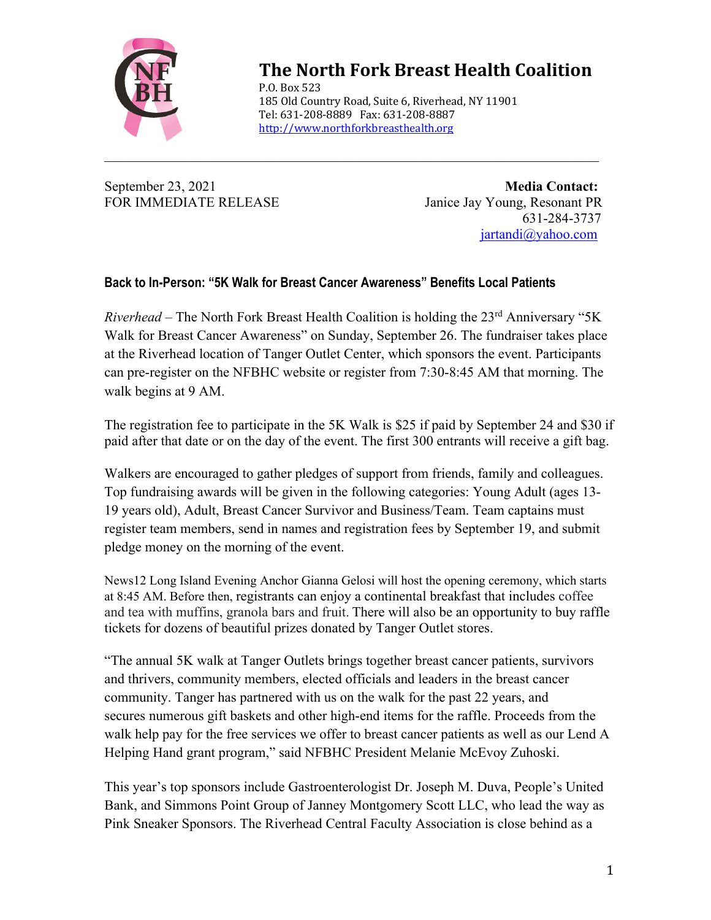# The North Fork Breast Health Coalition

P.O. Box 523
185 Old Country Road, Suite 6, Riverhead, NY 11901
Tel: 631-208-8889 Fax: 631-208-8887
http://www.northforkbreasthealth.org

---

September 23, 2021
FOR IMMEDIATE RELEASE

**Media Contact:**
Janice Jay Young, Resonant PR
631-284-3737
jartandi@yahoo.com

**Back to In-Person: "5K Walk for Breast Cancer Awareness" Benefits Local Patients**

*Riverhead* – The North Fork Breast Health Coalition is holding the 23rd Anniversary "5K Walk for Breast Cancer Awareness" on Sunday, September 26. The fundraiser takes place at the Riverhead location of Tanger Outlet Center, which sponsors the event. Participants can pre-register on the NFBHC website or register from 7:30-8:45 AM that morning. The walk begins at 9 AM.

The registration fee to participate in the 5K Walk is $25 if paid by September 24 and $30 if paid after that date or on the day of the event. The first 300 entrants will receive a gift bag.

Walkers are encouraged to gather pledges of support from friends, family and colleagues. Top fundraising awards will be given in the following categories: Young Adult (ages 13-19 years old), Adult, Breast Cancer Survivor and Business/Team. Team captains must register team members, send in names and registration fees by September 19, and submit pledge money on the morning of the event.

News12 Long Island Evening Anchor Gianna Gelosi will host the opening ceremony, which starts at 8:45 AM. Before then, registrants can enjoy a continental breakfast that includes coffee and tea with muffins, granola bars and fruit. There will also be an opportunity to buy raffle tickets for dozens of beautiful prizes donated by Tanger Outlet stores.

"The annual 5K walk at Tanger Outlets brings together breast cancer patients, survivors and thrivers, community members, elected officials and leaders in the breast cancer community. Tanger has partnered with us on the walk for the past 22 years, and secures numerous gift baskets and other high-end items for the raffle. Proceeds from the walk help pay for the free services we offer to breast cancer patients as well as our Lend A Helping Hand grant program," said NFBHC President Melanie McEvoy Zuhoski.

This year's top sponsors include Gastroenterologist Dr. Joseph M. Duva, People's United Bank, and Simmons Point Group of Janney Montgomery Scott LLC, who lead the way as Pink Sneaker Sponsors. The Riverhead Central Faculty Association is close behind as a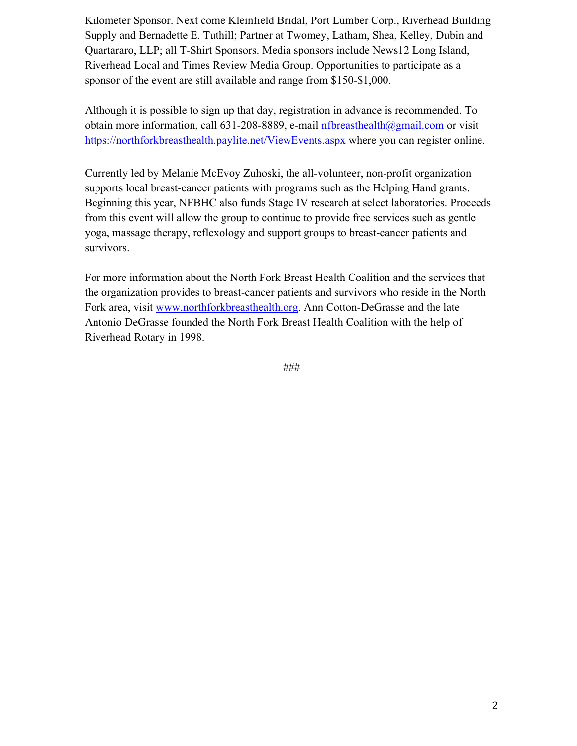Kilometer Sponsor. Next come Kleinfield Bridal, Port Lumber Corp., Riverhead Building Supply and Bernadette E. Tuthill; Partner at Twomey, Latham, Shea, Kelley, Dubin and Quartararo, LLP; all T-Shirt Sponsors. Media sponsors include News12 Long Island, Riverhead Local and Times Review Media Group. Opportunities to participate as a sponsor of the event are still available and range from $150-$1,000.

Although it is possible to sign up that day, registration in advance is recommended. To obtain more information, call 631-208-8889, e-mail [nfbreasthealth@gmail.com](mailto:nfbreasthealth@gmail.com) or visit [https://northforkbreasthealth.paylite.net/ViewEvents.aspx](https://northforkbreasthealth.paylite.net/ViewEvents.aspx) where you can register online.

Currently led by Melanie McEvoy Zuhoski, the all-volunteer, non-profit organization supports local breast-cancer patients with programs such as the Helping Hand grants. Beginning this year, NFBHC also funds Stage IV research at select laboratories. Proceeds from this event will allow the group to continue to provide free services such as gentle yoga, massage therapy, reflexology and support groups to breast-cancer patients and survivors.

For more information about the North Fork Breast Health Coalition and the services that the organization provides to breast-cancer patients and survivors who reside in the North Fork area, visit [www.northforkbreasthealth.org](http://www.northforkbreasthealth.org). Ann Cotton-DeGrasse and the late Antonio DeGrasse founded the North Fork Breast Health Coalition with the help of Riverhead Rotary in 1998.

###